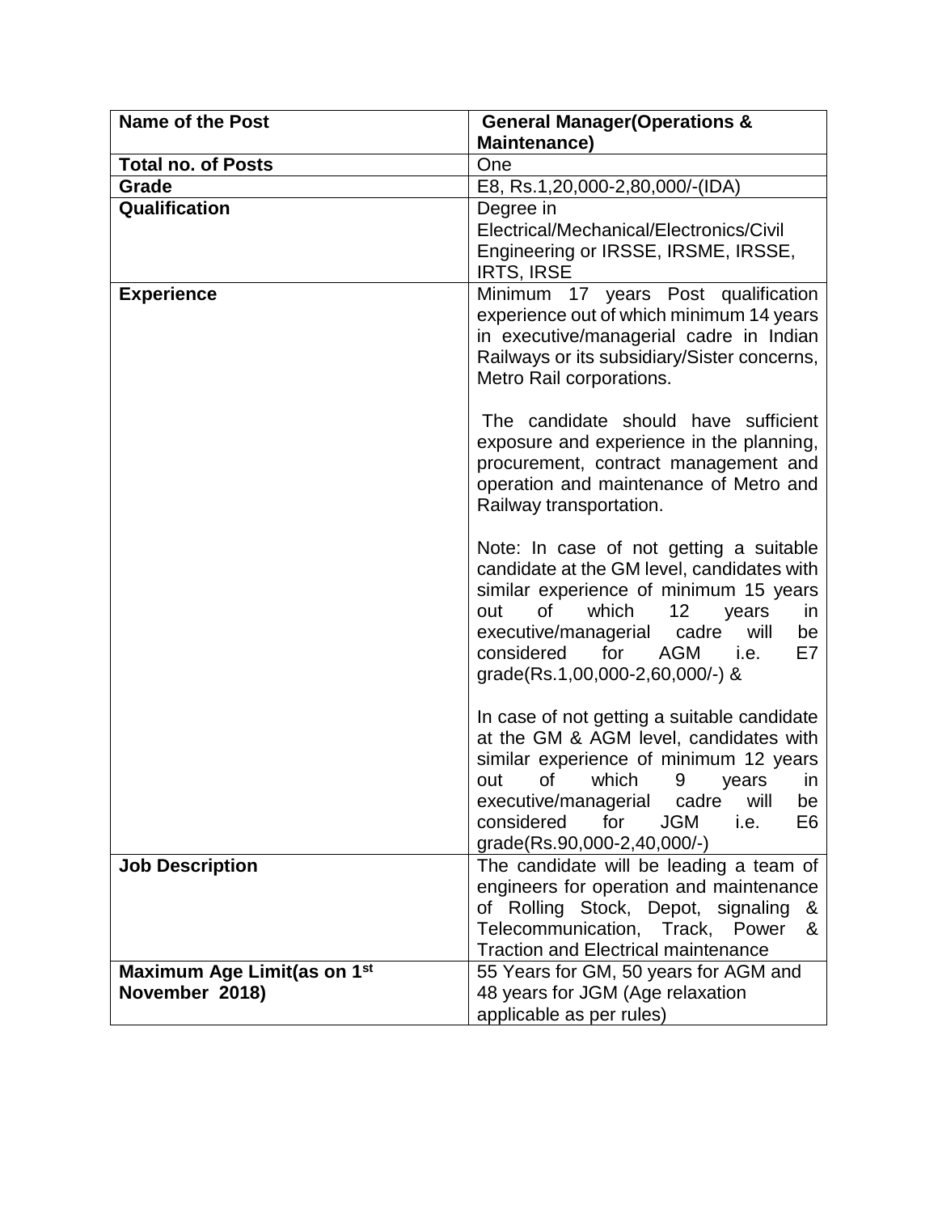| Name of the Post | General Manager(Operations & Maintenance) |
|---|---|
| **Total no. of Posts** | One |
| **Grade** | E8, Rs.1,20,000-2,80,000/-(IDA) |
| **Qualification** | Degree in Electrical/Mechanical/Electronics/Civil Engineering or IRSSE, IRSME, IRSSE, IRTS, IRSE |
| **Experience** | Minimum 17 years Post qualification experience out of which minimum 14 years in executive/managerial cadre in Indian Railways or its subsidiary/Sister concerns, Metro Rail corporations.<br><br>The candidate should have sufficient exposure and experience in the planning, procurement, contract management and operation and maintenance of Metro and Railway transportation.<br><br>Note: In case of not getting a suitable candidate at the GM level, candidates with similar experience of minimum 15 years out of which 12 years in executive/managerial cadre will be considered for AGM i.e. E7 grade(Rs.1,00,000-2,60,000/-) &<br><br>In case of not getting a suitable candidate at the GM & AGM level, candidates with similar experience of minimum 12 years out of which 9 years in executive/managerial cadre will be considered for JGM i.e. E6 grade(Rs.90,000-2,40,000/-) |
| **Job Description** | The candidate will be leading a team of engineers for operation and maintenance of Rolling Stock, Depot, signaling & Telecommunication, Track, Power & Traction and Electrical maintenance |
| **Maximum Age Limit(as on 1st November 2018)** | 55 Years for GM, 50 years for AGM and 48 years for JGM (Age relaxation applicable as per rules) |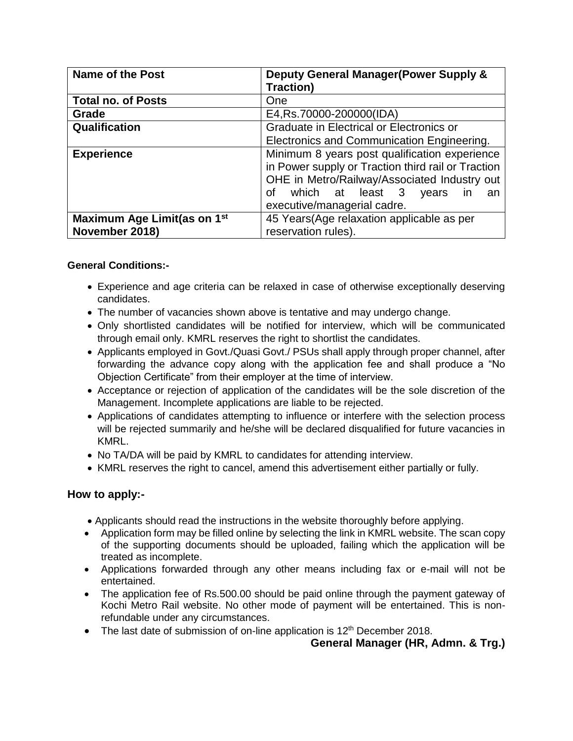| | |
|---|---|
| **Name of the Post** | **Deputy General Manager(Power Supply & Traction)** |
| **Total no. of Posts** | One |
| **Grade** | E4,Rs.70000-200000(IDA) |
| **Qualification** | Graduate in Electrical or Electronics or Electronics and Communication Engineering. |
| **Experience** | Minimum 8 years post qualification experience in Power supply or Traction third rail or Traction OHE in Metro/Railway/Associated Industry out of which at least 3 years in an executive/managerial cadre. |
| **Maximum Age Limit(as on 1st November 2018)** | 45 Years(Age relaxation applicable as per reservation rules). |

**General Conditions:-**

- Experience and age criteria can be relaxed in case of otherwise exceptionally deserving candidates.
- The number of vacancies shown above is tentative and may undergo change.
- Only shortlisted candidates will be notified for interview, which will be communicated through email only. KMRL reserves the right to shortlist the candidates.
- Applicants employed in Govt./Quasi Govt./ PSUs shall apply through proper channel, after forwarding the advance copy along with the application fee and shall produce a "No Objection Certificate" from their employer at the time of interview.
- Acceptance or rejection of application of the candidates will be the sole discretion of the Management. Incomplete applications are liable to be rejected.
- Applications of candidates attempting to influence or interfere with the selection process will be rejected summarily and he/she will be declared disqualified for future vacancies in KMRL.
- No TA/DA will be paid by KMRL to candidates for attending interview.
- KMRL reserves the right to cancel, amend this advertisement either partially or fully.

## How to apply:-

- Applicants should read the instructions in the website thoroughly before applying.
- Application form may be filled online by selecting the link in KMRL website. The scan copy of the supporting documents should be uploaded, failing which the application will be treated as incomplete.
- Applications forwarded through any other means including fax or e-mail will not be entertained.
- The application fee of Rs.500.00 should be paid online through the payment gateway of Kochi Metro Rail website. No other mode of payment will be entertained. This is non-refundable under any circumstances.
- The last date of submission of on-line application is 12th December 2018.

**General Manager (HR, Admn. & Trg.)**